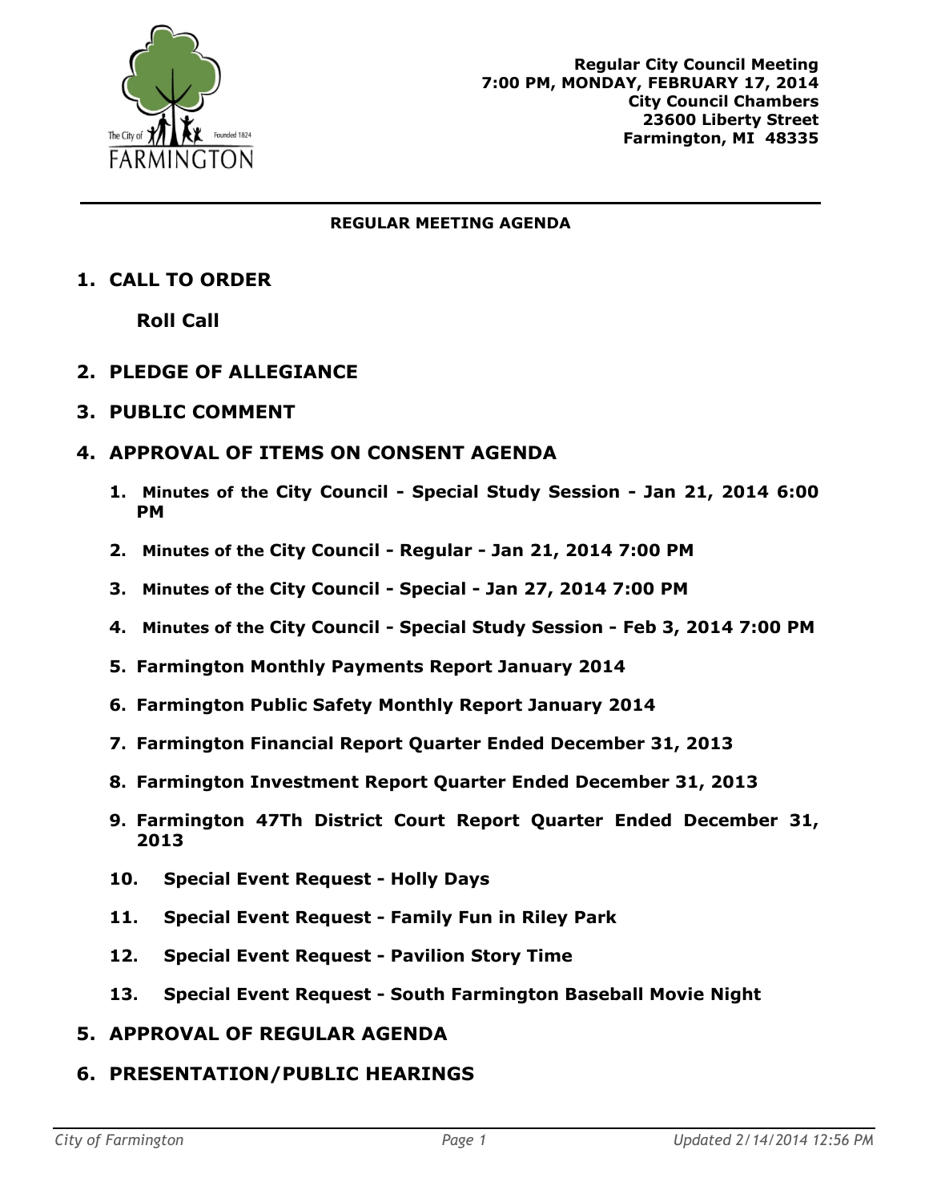Regular City Council Meeting
7:00 PM, MONDAY, FEBRUARY 17, 2014
City Council Chambers
23600 Liberty Street
Farmington, MI 48335

**REGULAR MEETING AGENDA**

## 1. CALL TO ORDER

**Roll Call**

## 2. PLEDGE OF ALLEGIANCE

## 3. PUBLIC COMMENT

## 4. APPROVAL OF ITEMS ON CONSENT AGENDA

1. **Minutes of the City Council - Special Study Session - Jan 21, 2014 6:00 PM**
2. **Minutes of the City Council - Regular - Jan 21, 2014 7:00 PM**
3. **Minutes of the City Council - Special - Jan 27, 2014 7:00 PM**
4. **Minutes of the City Council - Special Study Session - Feb 3, 2014 7:00 PM**
5. **Farmington Monthly Payments Report January 2014**
6. **Farmington Public Safety Monthly Report January 2014**
7. **Farmington Financial Report Quarter Ended December 31, 2013**
8. **Farmington Investment Report Quarter Ended December 31, 2013**
9. **Farmington 47Th District Court Report Quarter Ended December 31, 2013**
10. **Special Event Request - Holly Days**
11. **Special Event Request - Family Fun in Riley Park**
12. **Special Event Request - Pavilion Story Time**
13. **Special Event Request - South Farmington Baseball Movie Night**

## 5. APPROVAL OF REGULAR AGENDA

## 6. PRESENTATION/PUBLIC HEARINGS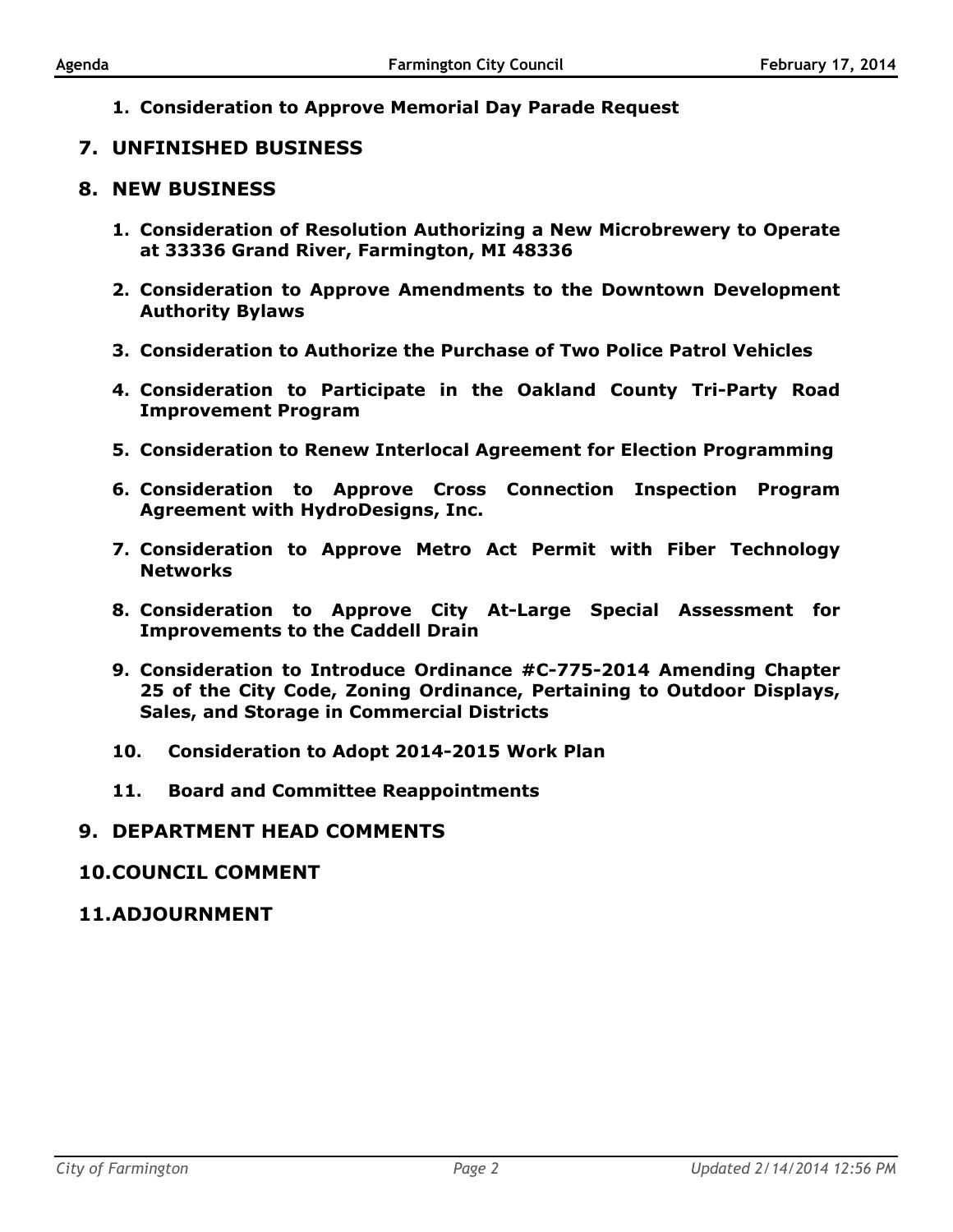1. **Consideration to Approve Memorial Day Parade Request**

## 7. UNFINISHED BUSINESS

## 8. NEW BUSINESS

1. **Consideration of Resolution Authorizing a New Microbrewery to Operate at 33336 Grand River, Farmington, MI 48336**

2. **Consideration to Approve Amendments to the Downtown Development Authority Bylaws**

3. **Consideration to Authorize the Purchase of Two Police Patrol Vehicles**

4. **Consideration to Participate in the Oakland County Tri-Party Road Improvement Program**

5. **Consideration to Renew Interlocal Agreement for Election Programming**

6. **Consideration to Approve Cross Connection Inspection Program Agreement with HydroDesigns, Inc.**

7. **Consideration to Approve Metro Act Permit with Fiber Technology Networks**

8. **Consideration to Approve City At-Large Special Assessment for Improvements to the Caddell Drain**

9. **Consideration to Introduce Ordinance #C-775-2014 Amending Chapter 25 of the City Code, Zoning Ordinance, Pertaining to Outdoor Displays, Sales, and Storage in Commercial Districts**

10. **Consideration to Adopt 2014-2015 Work Plan**

11. **Board and Committee Reappointments**

## 9. DEPARTMENT HEAD COMMENTS

## 10. COUNCIL COMMENT

## 11. ADJOURNMENT